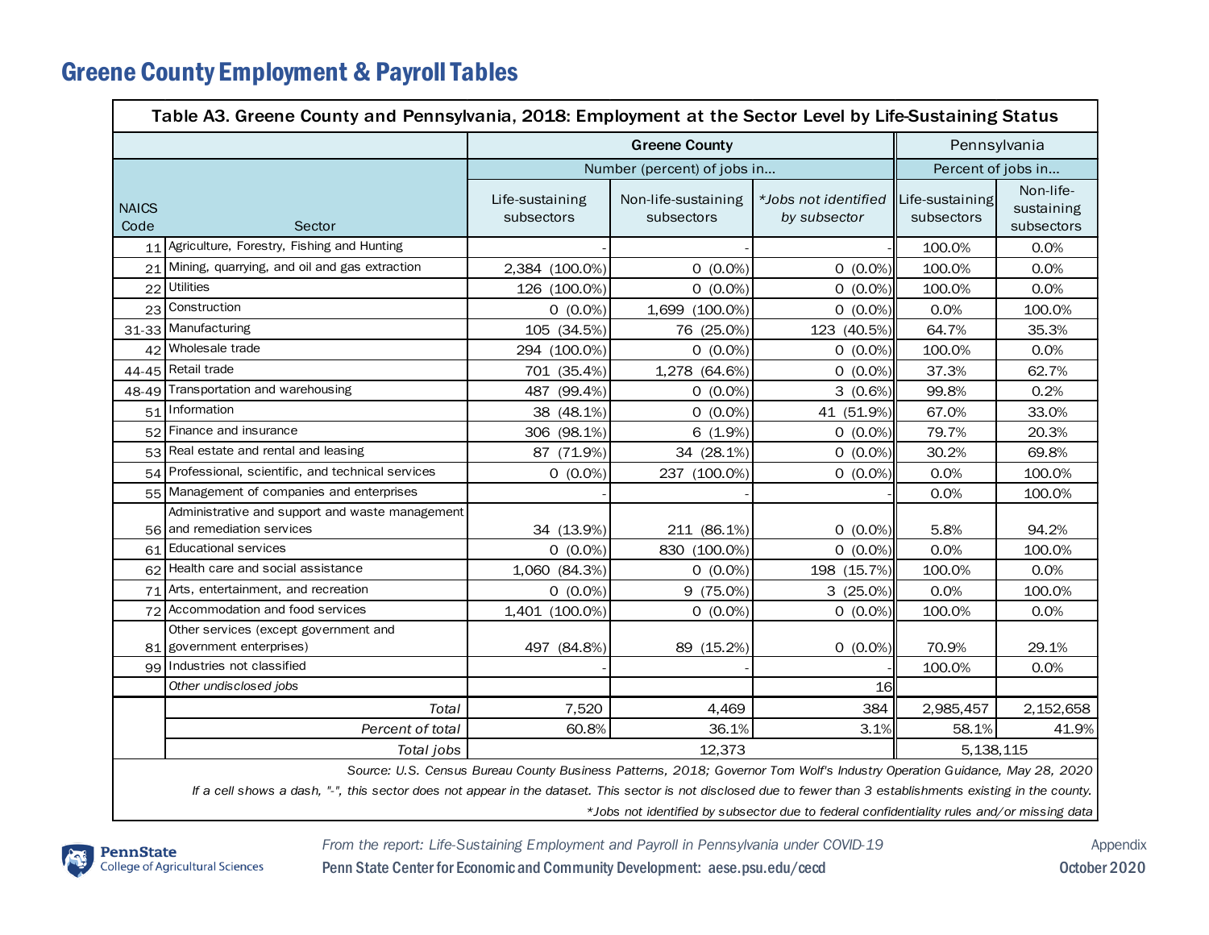## Greene County Employment & Payroll Tables

| Table A3. Greene County and Pennsylvania, 2018: Employment at the Sector Level by Life-Sustaining Status | | | | | | |
|---|---|---|---|---|---|---|
| | | Greene County | | | Pennsylvania | |
| | | Number (percent) of jobs in... | | | Percent of jobs in... | |
| NAICS Code | Sector | Life-sustaining subsectors | Non-life-sustaining subsectors | *Jobs not identified by subsector* | Life-sustaining subsectors | Non-life-sustaining subsectors |
| 11 | Agriculture, Forestry, Fishing and Hunting | - | - | - | 100.0% | 0.0% |
| 21 | Mining, quarrying, and oil and gas extraction | 2,384 (100.0%) | 0 (0.0%) | 0 (0.0%) | 100.0% | 0.0% |
| 22 | Utilities | 126 (100.0%) | 0 (0.0%) | 0 (0.0%) | 100.0% | 0.0% |
| 23 | Construction | 0 (0.0%) | 1,699 (100.0%) | 0 (0.0%) | 0.0% | 100.0% |
| 31-33 | Manufacturing | 105 (34.5%) | 76 (25.0%) | 123 (40.5%) | 64.7% | 35.3% |
| 42 | Wholesale trade | 294 (100.0%) | 0 (0.0%) | 0 (0.0%) | 100.0% | 0.0% |
| 44-45 | Retail trade | 701 (35.4%) | 1,278 (64.6%) | 0 (0.0%) | 37.3% | 62.7% |
| 48-49 | Transportation and warehousing | 487 (99.4%) | 0 (0.0%) | 3 (0.6%) | 99.8% | 0.2% |
| 51 | Information | 38 (48.1%) | 0 (0.0%) | 41 (51.9%) | 67.0% | 33.0% |
| 52 | Finance and insurance | 306 (98.1%) | 6 (1.9%) | 0 (0.0%) | 79.7% | 20.3% |
| 53 | Real estate and rental and leasing | 87 (71.9%) | 34 (28.1%) | 0 (0.0%) | 30.2% | 69.8% |
| 54 | Professional, scientific, and technical services | 0 (0.0%) | 237 (100.0%) | 0 (0.0%) | 0.0% | 100.0% |
| 55 | Management of companies and enterprises | - | - | - | 0.0% | 100.0% |
| 56 | Administrative and support and waste management and remediation services | 34 (13.9%) | 211 (86.1%) | 0 (0.0%) | 5.8% | 94.2% |
| 61 | Educational services | 0 (0.0%) | 830 (100.0%) | 0 (0.0%) | 0.0% | 100.0% |
| 62 | Health care and social assistance | 1,060 (84.3%) | 0 (0.0%) | 198 (15.7%) | 100.0% | 0.0% |
| 71 | Arts, entertainment, and recreation | 0 (0.0%) | 9 (75.0%) | 3 (25.0%) | 0.0% | 100.0% |
| 72 | Accommodation and food services | 1,401 (100.0%) | 0 (0.0%) | 0 (0.0%) | 100.0% | 0.0% |
| 81 | Other services (except government and government enterprises) | 497 (84.8%) | 89 (15.2%) | 0 (0.0%) | 70.9% | 29.1% |
| 99 | Industries not classified | - | - | - | 100.0% | 0.0% |
| | *Other undisclosed jobs* | | | 16 | | |
| | *Total* | 7,520 | 4,469 | 384 | 2,985,457 | 2,152,658 |
| | *Percent of total* | 60.8% | 36.1% | 3.1% | 58.1% | 41.9% |
| | *Total jobs* | | 12,373 | | 5,138,115 | |

*Source: U.S. Census Bureau County Business Patterns, 2018; Governor Tom Wolf's Industry Operation Guidance, May 28, 2020*

*If a cell shows a dash, "-", this sector does not appear in the dataset. This sector is not disclosed due to fewer than 3 establishments existing in the county.*

*\*Jobs not identified by subsector due to federal confidentiality rules and/or missing data*

PennState College of Agricultural Sciences

*From the report: Life-Sustaining Employment and Payroll in Pennsylvania under COVID-19*

Penn State Center for Economic and Community Development: aese.psu.edu/cecd

Appendix

October 2020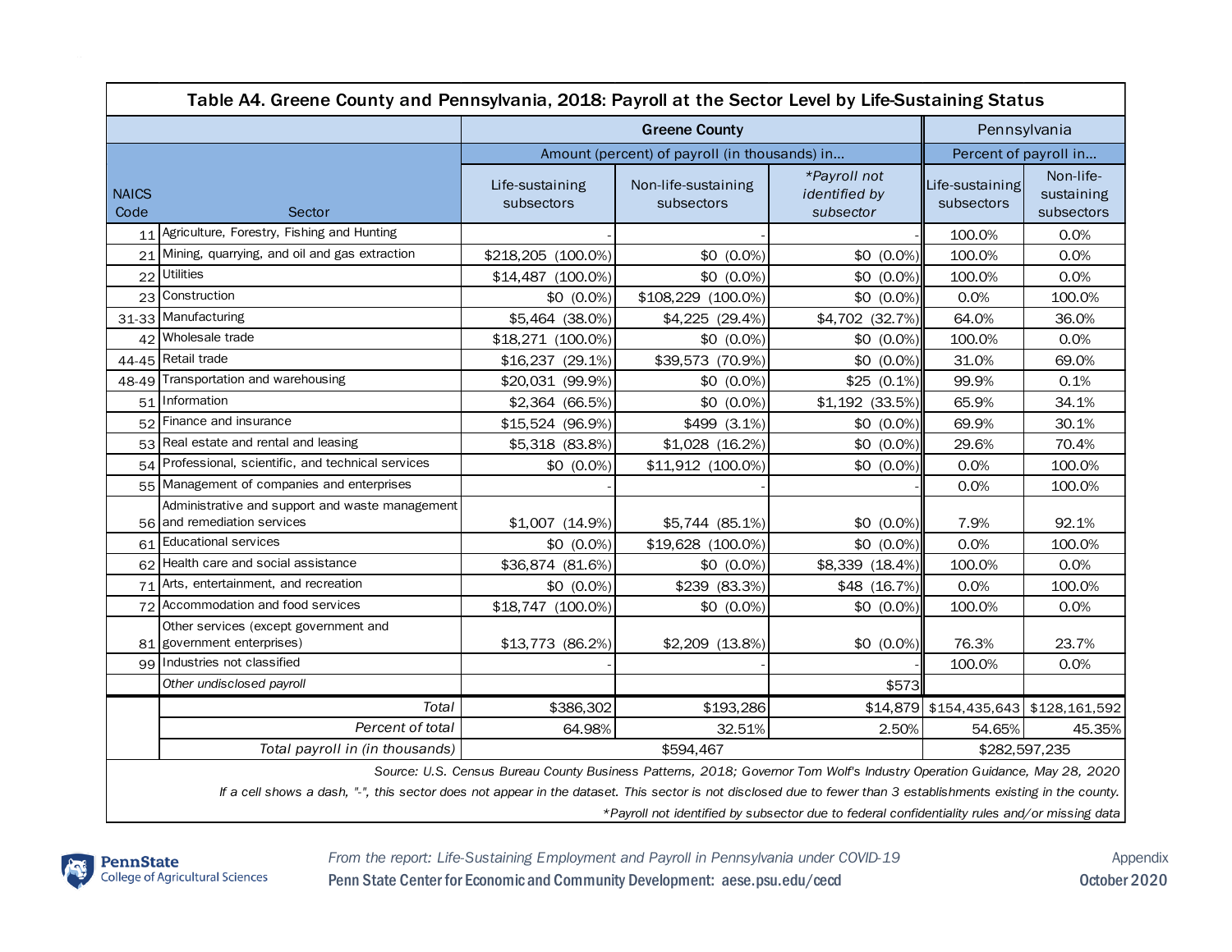| Table A4. Greene County and Pennsylvania, 2018: Payroll at the Sector Level by Life-Sustaining Status | | | | | | |
|---|---|---|---|---|---|---|
| | | Greene County | | | Pennsylvania | |
| | | Amount (percent) of payroll (in thousands) in... | | | Percent of payroll in... | |
| NAICS Code | Sector | Life-sustaining subsectors | Non-life-sustaining subsectors | *Payroll not identified by subsector* | Life-sustaining subsectors | Non-life-sustaining subsectors |
| 11 | Agriculture, Forestry, Fishing and Hunting | - | - | - | 100.0% | 0.0% |
| 21 | Mining, quarrying, and oil and gas extraction | $218,205 (100.0%) | $0 (0.0%) | $0 (0.0%) | 100.0% | 0.0% |
| 22 | Utilities | $14,487 (100.0%) | $0 (0.0%) | $0 (0.0%) | 100.0% | 0.0% |
| 23 | Construction | $0 (0.0%) | $108,229 (100.0%) | $0 (0.0%) | 0.0% | 100.0% |
| 31-33 | Manufacturing | $5,464 (38.0%) | $4,225 (29.4%) | $4,702 (32.7%) | 64.0% | 36.0% |
| 42 | Wholesale trade | $18,271 (100.0%) | $0 (0.0%) | $0 (0.0%) | 100.0% | 0.0% |
| 44-45 | Retail trade | $16,237 (29.1%) | $39,573 (70.9%) | $0 (0.0%) | 31.0% | 69.0% |
| 48-49 | Transportation and warehousing | $20,031 (99.9%) | $0 (0.0%) | $25 (0.1%) | 99.9% | 0.1% |
| 51 | Information | $2,364 (66.5%) | $0 (0.0%) | $1,192 (33.5%) | 65.9% | 34.1% |
| 52 | Finance and insurance | $15,524 (96.9%) | $499 (3.1%) | $0 (0.0%) | 69.9% | 30.1% |
| 53 | Real estate and rental and leasing | $5,318 (83.8%) | $1,028 (16.2%) | $0 (0.0%) | 29.6% | 70.4% |
| 54 | Professional, scientific, and technical services | $0 (0.0%) | $11,912 (100.0%) | $0 (0.0%) | 0.0% | 100.0% |
| 55 | Management of companies and enterprises | - | - | - | 0.0% | 100.0% |
| 56 | Administrative and support and waste management and remediation services | $1,007 (14.9%) | $5,744 (85.1%) | $0 (0.0%) | 7.9% | 92.1% |
| 61 | Educational services | $0 (0.0%) | $19,628 (100.0%) | $0 (0.0%) | 0.0% | 100.0% |
| 62 | Health care and social assistance | $36,874 (81.6%) | $0 (0.0%) | $8,339 (18.4%) | 100.0% | 0.0% |
| 71 | Arts, entertainment, and recreation | $0 (0.0%) | $239 (83.3%) | $48 (16.7%) | 0.0% | 100.0% |
| 72 | Accommodation and food services | $18,747 (100.0%) | $0 (0.0%) | $0 (0.0%) | 100.0% | 0.0% |
| 81 | Other services (except government and government enterprises) | $13,773 (86.2%) | $2,209 (13.8%) | $0 (0.0%) | 76.3% | 23.7% |
| 99 | Industries not classified | - | - | - | 100.0% | 0.0% |
| | *Other undisclosed payroll* | | | $573 | | |
| | Total | $386,302 | $193,286 | $14,879 | $154,435,643 | $128,161,592 |
| | Percent of total | 64.98% | 32.51% | 2.50% | 54.65% | 45.35% |
| | Total payroll in (in thousands) | $594,467 | | | $282,597,235 | |

*Source: U.S. Census Bureau County Business Patterns, 2018; Governor Tom Wolf's Industry Operation Guidance, May 28, 2020*

*If a cell shows a dash, "-", this sector does not appear in the dataset. This sector is not disclosed due to fewer than 3 establishments existing in the county.*

**Payroll not identified by subsector due to federal confidentiality rules and/or missing data*

*From the report: Life-Sustaining Employment and Payroll in Pennsylvania under COVID-19*

Penn State Center for Economic and Community Development: aese.psu.edu/cecd

Appendix

October 2020